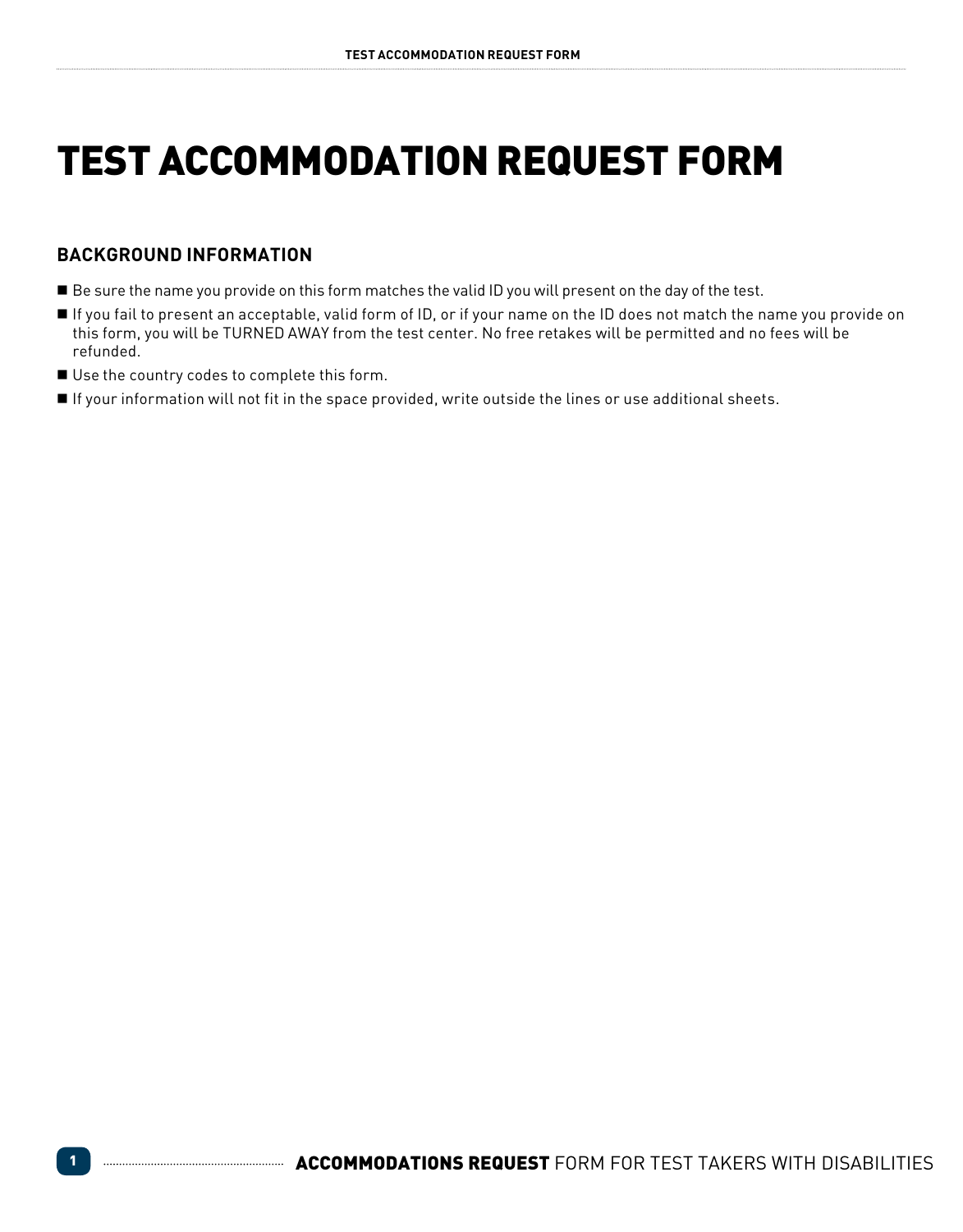# TEST ACCOMMODATION REQUEST FORM

## BACKGROUND INFORMATION

- Be sure the name you provide on this form matches the valid ID you will present on the day of the test.
- If you fail to present an acceptable, valid form of ID, or if your name on the ID does not match the name you provide on this form, you will be TURNED AWAY from the test center. No free retakes will be permitted and no fees will be refunded.
- Use the country codes to complete this form.
- If your information will not fit in the space provided, write outside the lines or use additional sheets.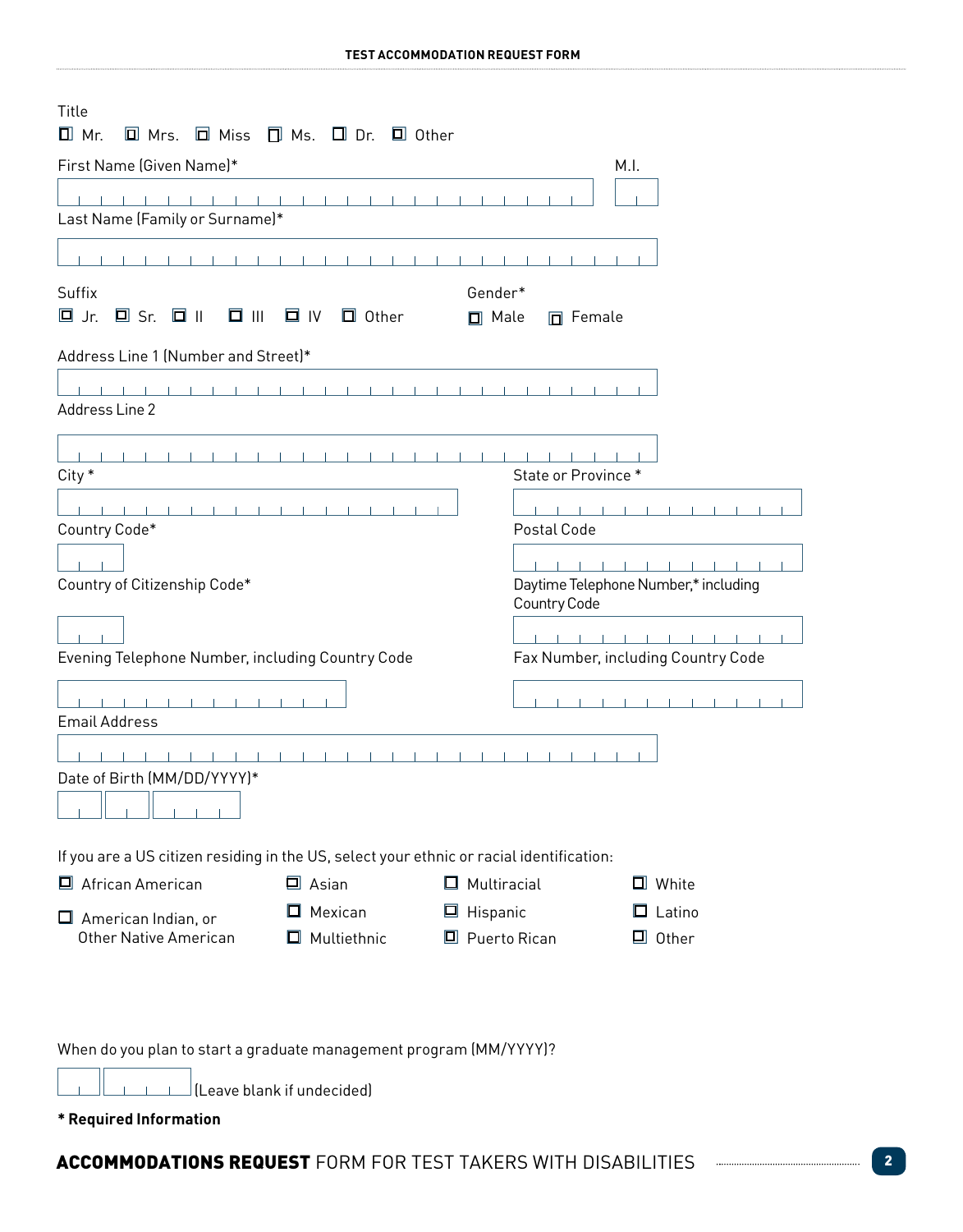TEST ACCOMMODATION REQUEST FORM

Title

☐ Mr. ☐ Mrs. ☐ Miss ☐ Ms. ☐ Dr. ☐ Other

First Name (Given Name)*

M.I.

Last Name (Family or Surname)*

Suffix

☐ Jr. ☐ Sr. ☐ II ☐ III ☐ IV ☐ Other

Gender*

☐ Male ☐ Female

Address Line 1 (Number and Street)*

Address Line 2

City *

State or Province *

Country Code*

Postal Code

Country of Citizenship Code*

Daytime Telephone Number,* including Country Code

Evening Telephone Number, including Country Code

Fax Number, including Country Code

Email Address

Date of Birth (MM/DD/YYYY)*

If you are a US citizen residing in the US, select your ethnic or racial identification:

☐ African American
☐ American Indian, or Other Native American
☐ Asian
☐ Mexican
☐ Multiethnic
☐ Multiracial
☐ Hispanic
☐ Puerto Rican
☐ White
☐ Latino
☐ Other

When do you plan to start a graduate management program (MM/YYYY)?

(Leave blank if undecided)

**\* Required Information**

**ACCOMMODATIONS REQUEST** FORM FOR TEST TAKERS WITH DISABILITIES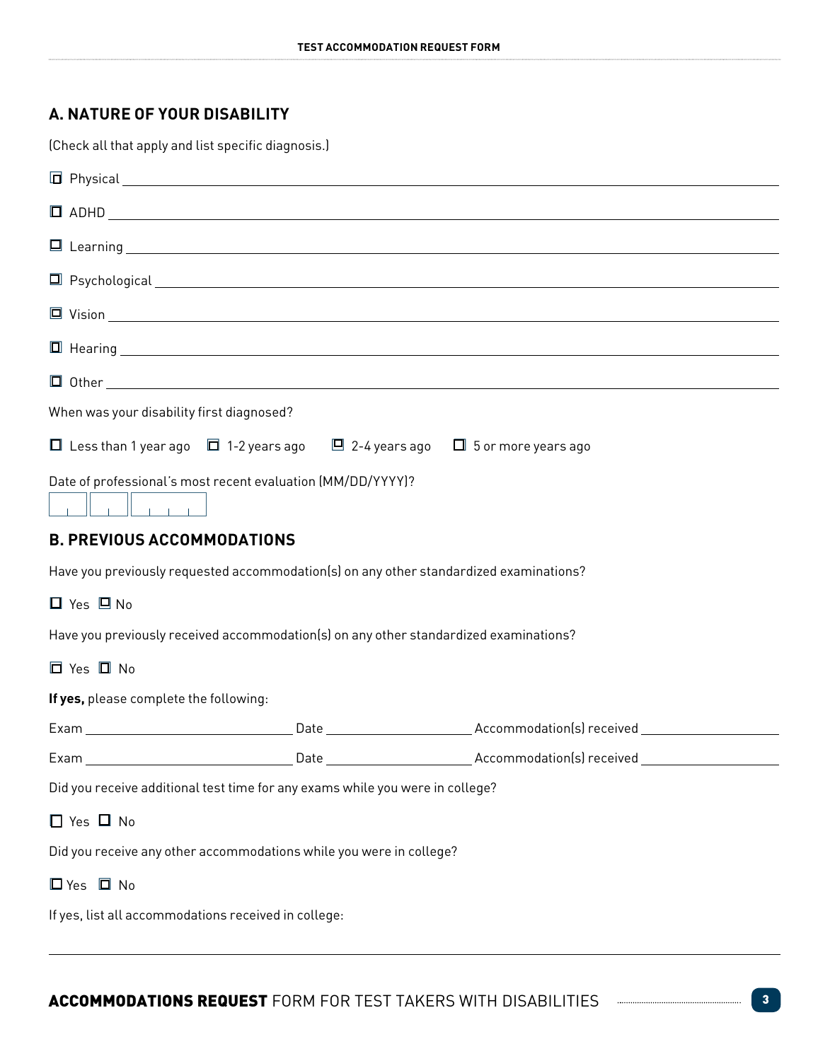## A. NATURE OF YOUR DISABILITY

(Check all that apply and list specific diagnosis.)

☐ Physical \_\_\_\_\_\_\_\_\_\_\_\_\_\_\_\_\_\_\_\_\_\_\_\_\_\_\_\_\_\_\_\_\_\_\_\_\_\_\_\_

☐ ADHD \_\_\_\_\_\_\_\_\_\_\_\_\_\_\_\_\_\_\_\_\_\_\_\_\_\_\_\_\_\_\_\_\_\_\_\_\_\_\_\_

☐ Learning \_\_\_\_\_\_\_\_\_\_\_\_\_\_\_\_\_\_\_\_\_\_\_\_\_\_\_\_\_\_\_\_\_\_\_\_\_\_\_\_

☐ Psychological \_\_\_\_\_\_\_\_\_\_\_\_\_\_\_\_\_\_\_\_\_\_\_\_\_\_\_\_\_\_\_\_\_\_\_\_\_\_\_\_

☐ Vision \_\_\_\_\_\_\_\_\_\_\_\_\_\_\_\_\_\_\_\_\_\_\_\_\_\_\_\_\_\_\_\_\_\_\_\_\_\_\_\_

☐ Hearing \_\_\_\_\_\_\_\_\_\_\_\_\_\_\_\_\_\_\_\_\_\_\_\_\_\_\_\_\_\_\_\_\_\_\_\_\_\_\_\_

☐ Other \_\_\_\_\_\_\_\_\_\_\_\_\_\_\_\_\_\_\_\_\_\_\_\_\_\_\_\_\_\_\_\_\_\_\_\_\_\_\_\_

When was your disability first diagnosed?

☐ Less than 1 year ago ☐ 1-2 years ago ☐ 2-4 years ago ☐ 5 or more years ago

Date of professional's most recent evaluation (MM/DD/YYYY)?

\_\_ \_\_ / \_\_ \_\_ / \_\_ \_\_ \_\_ \_\_

## B. PREVIOUS ACCOMMODATIONS

Have you previously requested accommodation(s) on any other standardized examinations?

☐ Yes ☐ No

Have you previously received accommodation(s) on any other standardized examinations?

☐ Yes ☐ No

**If yes,** please complete the following:

Exam \_\_\_\_\_\_\_\_\_\_\_\_\_\_\_\_\_\_\_\_ Date \_\_\_\_\_\_\_\_\_\_\_\_\_\_ Accommodation(s) received \_\_\_\_\_\_\_\_\_\_\_\_\_\_

Exam \_\_\_\_\_\_\_\_\_\_\_\_\_\_\_\_\_\_\_\_ Date \_\_\_\_\_\_\_\_\_\_\_\_\_\_ Accommodation(s) received \_\_\_\_\_\_\_\_\_\_\_\_\_\_

Did you receive additional test time for any exams while you were in college?

☐ Yes ☐ No

Did you receive any other accommodations while you were in college?

☐ Yes ☐ No

If yes, list all accommodations received in college:

\_\_\_\_\_\_\_\_\_\_\_\_\_\_\_\_\_\_\_\_\_\_\_\_\_\_\_\_\_\_\_\_\_\_\_\_\_\_\_\_\_\_\_\_\_\_\_\_

**ACCOMMODATIONS REQUEST** FORM FOR TEST TAKERS WITH DISABILITIES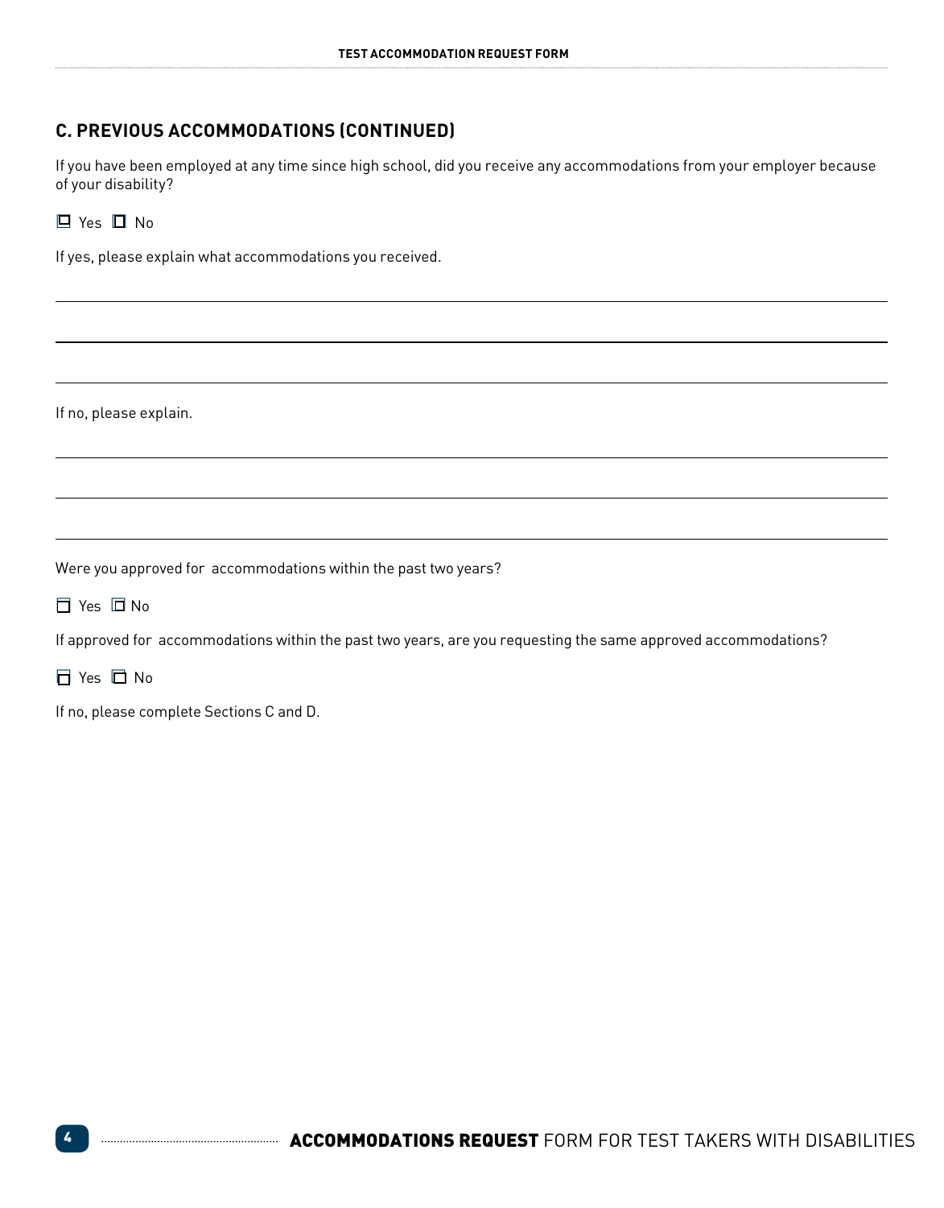## C. PREVIOUS ACCOMMODATIONS (CONTINUED)

If you have been employed at any time since high school, did you receive any accommodations from your employer because of your disability?

☐ Yes ☐ No

If yes, please explain what accommodations you received.

______________________________________________________________________

______________________________________________________________________

______________________________________________________________________

If no, please explain.

______________________________________________________________________

______________________________________________________________________

______________________________________________________________________

Were you approved for accommodations within the past two years?

☐ Yes ☐ No

If approved for accommodations within the past two years, are you requesting the same approved accommodations?

☐ Yes ☐ No

If no, please complete Sections C and D.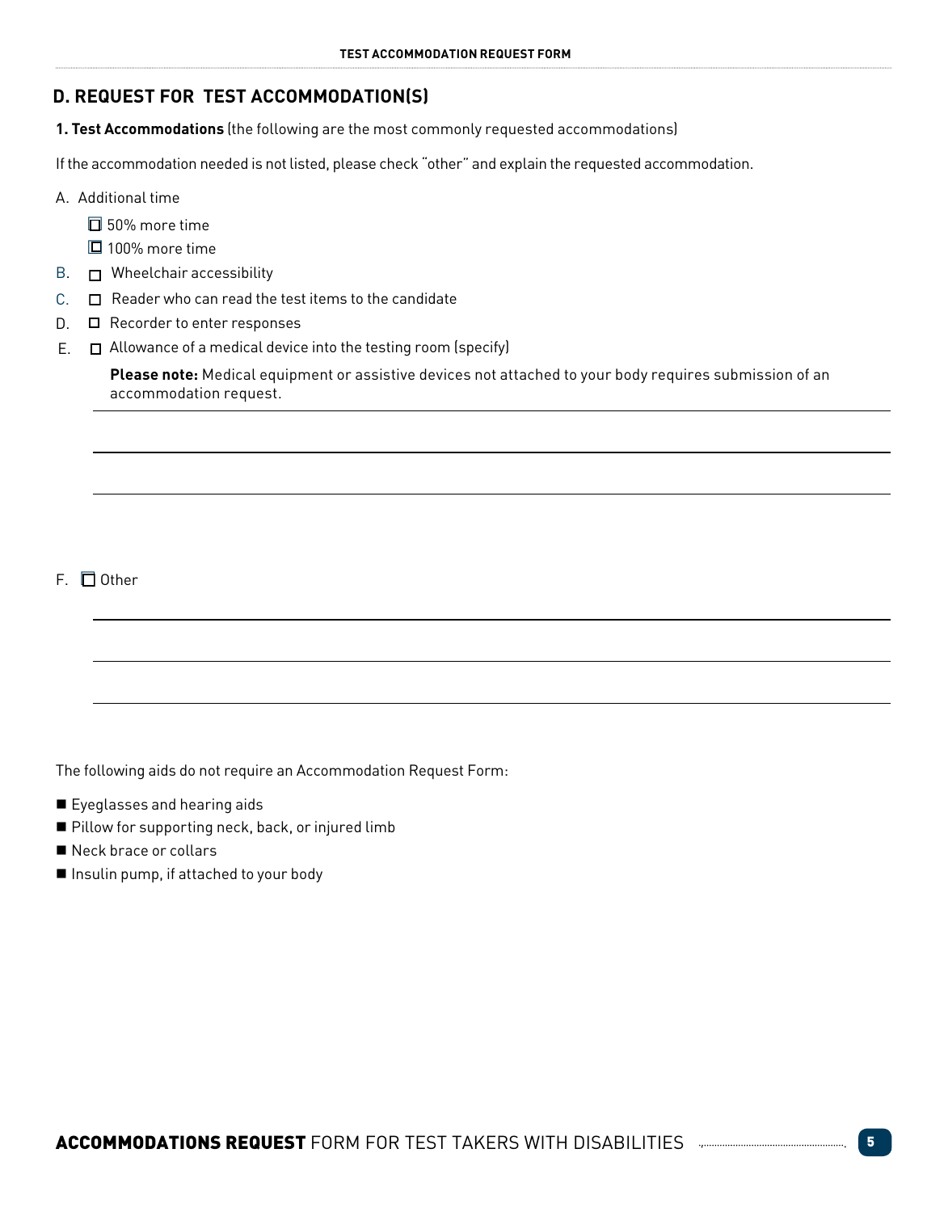## D. REQUEST FOR TEST ACCOMMODATION(S)

**1. Test Accommodations** (the following are the most commonly requested accommodations)

If the accommodation needed is not listed, please check "other" and explain the requested accommodation.

A. Additional time

- ☐ 50% more time
- ☐ 100% more time

B. ☐ Wheelchair accessibility

C. ☐ Reader who can read the test items to the candidate

D. ☐ Recorder to enter responses

E. ☐ Allowance of a medical device into the testing room (specify)

**Please note:** Medical equipment or assistive devices not attached to your body requires submission of an accommodation request.

\_\_\_\_\_\_\_\_\_\_\_\_\_\_\_\_\_\_\_\_\_\_\_\_\_\_\_\_\_\_\_\_\_\_\_\_\_\_\_\_\_\_\_\_\_\_\_\_\_\_\_\_\_\_\_\_\_\_\_\_\_\_\_\_\_\_\_\_\_\_\_\_

\_\_\_\_\_\_\_\_\_\_\_\_\_\_\_\_\_\_\_\_\_\_\_\_\_\_\_\_\_\_\_\_\_\_\_\_\_\_\_\_\_\_\_\_\_\_\_\_\_\_\_\_\_\_\_\_\_\_\_\_\_\_\_\_\_\_\_\_\_\_\_\_

\_\_\_\_\_\_\_\_\_\_\_\_\_\_\_\_\_\_\_\_\_\_\_\_\_\_\_\_\_\_\_\_\_\_\_\_\_\_\_\_\_\_\_\_\_\_\_\_\_\_\_\_\_\_\_\_\_\_\_\_\_\_\_\_\_\_\_\_\_\_\_\_

F. ☐ Other

\_\_\_\_\_\_\_\_\_\_\_\_\_\_\_\_\_\_\_\_\_\_\_\_\_\_\_\_\_\_\_\_\_\_\_\_\_\_\_\_\_\_\_\_\_\_\_\_\_\_\_\_\_\_\_\_\_\_\_\_\_\_\_\_\_\_\_\_\_\_\_\_

\_\_\_\_\_\_\_\_\_\_\_\_\_\_\_\_\_\_\_\_\_\_\_\_\_\_\_\_\_\_\_\_\_\_\_\_\_\_\_\_\_\_\_\_\_\_\_\_\_\_\_\_\_\_\_\_\_\_\_\_\_\_\_\_\_\_\_\_\_\_\_\_

\_\_\_\_\_\_\_\_\_\_\_\_\_\_\_\_\_\_\_\_\_\_\_\_\_\_\_\_\_\_\_\_\_\_\_\_\_\_\_\_\_\_\_\_\_\_\_\_\_\_\_\_\_\_\_\_\_\_\_\_\_\_\_\_\_\_\_\_\_\_\_\_

The following aids do not require an Accommodation Request Form:

- Eyeglasses and hearing aids
- Pillow for supporting neck, back, or injured limb
- Neck brace or collars
- Insulin pump, if attached to your body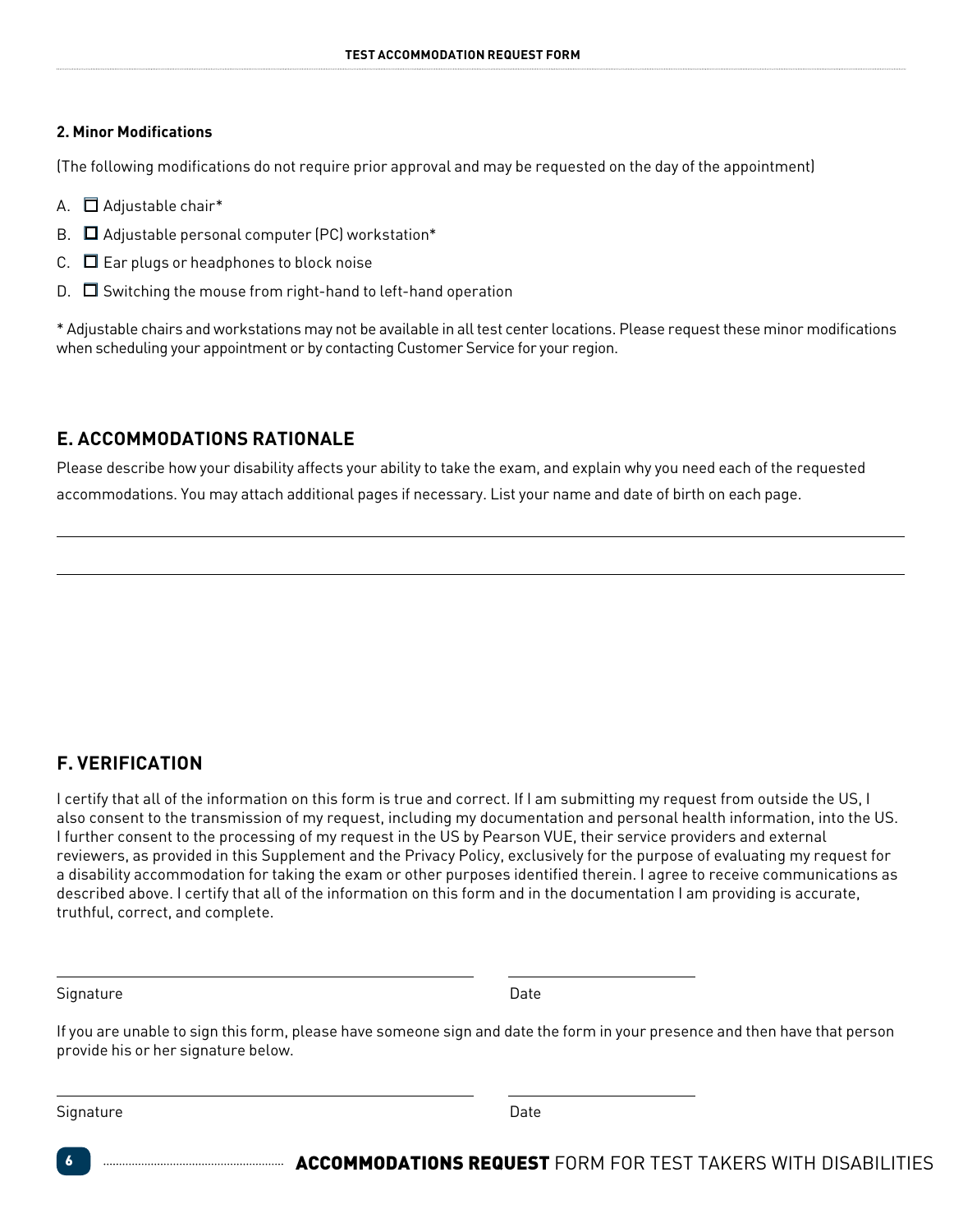### 2. Minor Modifications

(The following modifications do not require prior approval and may be requested on the day of the appointment)

A. ☐ Adjustable chair*

B. ☐ Adjustable personal computer (PC) workstation*

C. ☐ Ear plugs or headphones to block noise

D. ☐ Switching the mouse from right-hand to left-hand operation

* Adjustable chairs and workstations may not be available in all test center locations. Please request these minor modifications when scheduling your appointment or by contacting Customer Service for your region.

## E. ACCOMMODATIONS RATIONALE

Please describe how your disability affects your ability to take the exam, and explain why you need each of the requested accommodations. You may attach additional pages if necessary. List your name and date of birth on each page.

______________________________________________________________________

______________________________________________________________________

## F. VERIFICATION

I certify that all of the information on this form is true and correct. If I am submitting my request from outside the US, I also consent to the transmission of my request, including my documentation and personal health information, into the US. I further consent to the processing of my request in the US by Pearson VUE, their service providers and external reviewers, as provided in this Supplement and the Privacy Policy, exclusively for the purpose of evaluating my request for a disability accommodation for taking the exam or other purposes identified therein. I agree to receive communications as described above. I certify that all of the information on this form and in the documentation I am providing is accurate, truthful, correct, and complete.

Signature ______________________________ Date ______________

If you are unable to sign this form, please have someone sign and date the form in your presence and then have that person provide his or her signature below.

Signature ______________________________ Date ______________